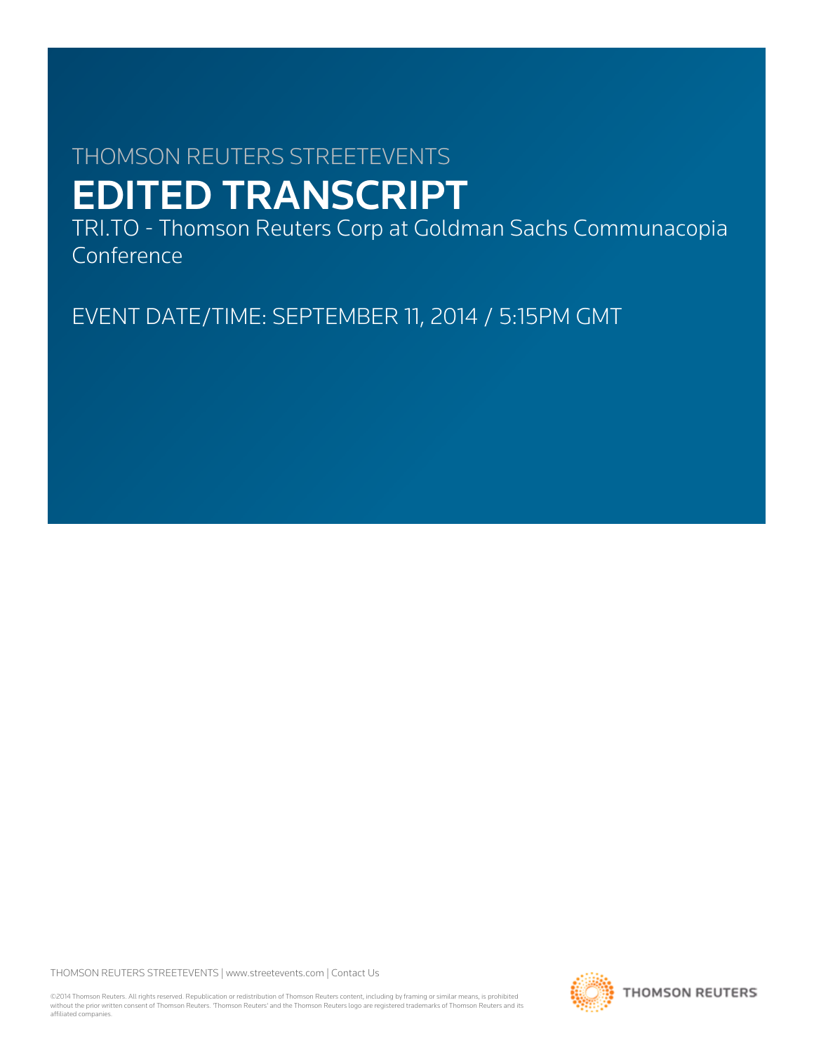THOMSON REUTERS STREETEVENTS

# EDITED TRANSCRIPT

TRI.TO - Thomson Reuters Corp at Goldman Sachs Communacopia Conference

EVENT DATE/TIME: SEPTEMBER 11, 2014 / 5:15PM GMT

THOMSON REUTERS STREETEVENTS | www.streetevents.com | Contact Us

©2014 Thomson Reuters. All rights reserved. Republication or redistribution of Thomson Reuters content, including by framing or similar means, is prohibited without the prior written consent of Thomson Reuters. 'Thomson Reuters' and the Thomson Reuters logo are registered trademarks of Thomson Reuters and its affiliated companies.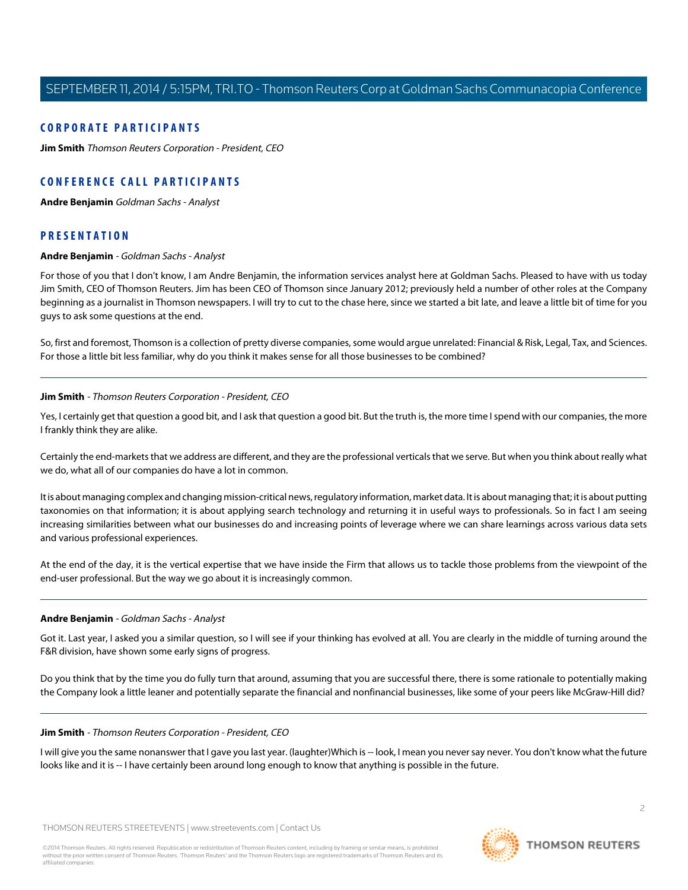## CORPORATE PARTICIPANTS

**Jim Smith** *Thomson Reuters Corporation - President, CEO*

## CONFERENCE CALL PARTICIPANTS

**Andre Benjamin** *Goldman Sachs - Analyst*

## PRESENTATION

**Andre Benjamin** *- Goldman Sachs - Analyst*

For those of you that I don't know, I am Andre Benjamin, the information services analyst here at Goldman Sachs. Pleased to have with us today Jim Smith, CEO of Thomson Reuters. Jim has been CEO of Thomson since January 2012; previously held a number of other roles at the Company beginning as a journalist in Thomson newspapers. I will try to cut to the chase here, since we started a bit late, and leave a little bit of time for you guys to ask some questions at the end.

So, first and foremost, Thomson is a collection of pretty diverse companies, some would argue unrelated: Financial & Risk, Legal, Tax, and Sciences. For those a little bit less familiar, why do you think it makes sense for all those businesses to be combined?

---

**Jim Smith** *- Thomson Reuters Corporation - President, CEO*

Yes, I certainly get that question a good bit, and I ask that question a good bit. But the truth is, the more time I spend with our companies, the more I frankly think they are alike.

Certainly the end-markets that we address are different, and they are the professional verticals that we serve. But when you think about really what we do, what all of our companies do have a lot in common.

It is about managing complex and changing mission-critical news, regulatory information, market data. It is about managing that; it is about putting taxonomies on that information; it is about applying search technology and returning it in useful ways to professionals. So in fact I am seeing increasing similarities between what our businesses do and increasing points of leverage where we can share learnings across various data sets and various professional experiences.

At the end of the day, it is the vertical expertise that we have inside the Firm that allows us to tackle those problems from the viewpoint of the end-user professional. But the way we go about it is increasingly common.

---

**Andre Benjamin** *- Goldman Sachs - Analyst*

Got it. Last year, I asked you a similar question, so I will see if your thinking has evolved at all. You are clearly in the middle of turning around the F&R division, have shown some early signs of progress.

Do you think that by the time you do fully turn that around, assuming that you are successful there, there is some rationale to potentially making the Company look a little leaner and potentially separate the financial and nonfinancial businesses, like some of your peers like McGraw-Hill did?

---

**Jim Smith** *- Thomson Reuters Corporation - President, CEO*

I will give you the same nonanswer that I gave you last year. (laughter)Which is -- look, I mean you never say never. You don't know what the future looks like and it is -- I have certainly been around long enough to know that anything is possible in the future.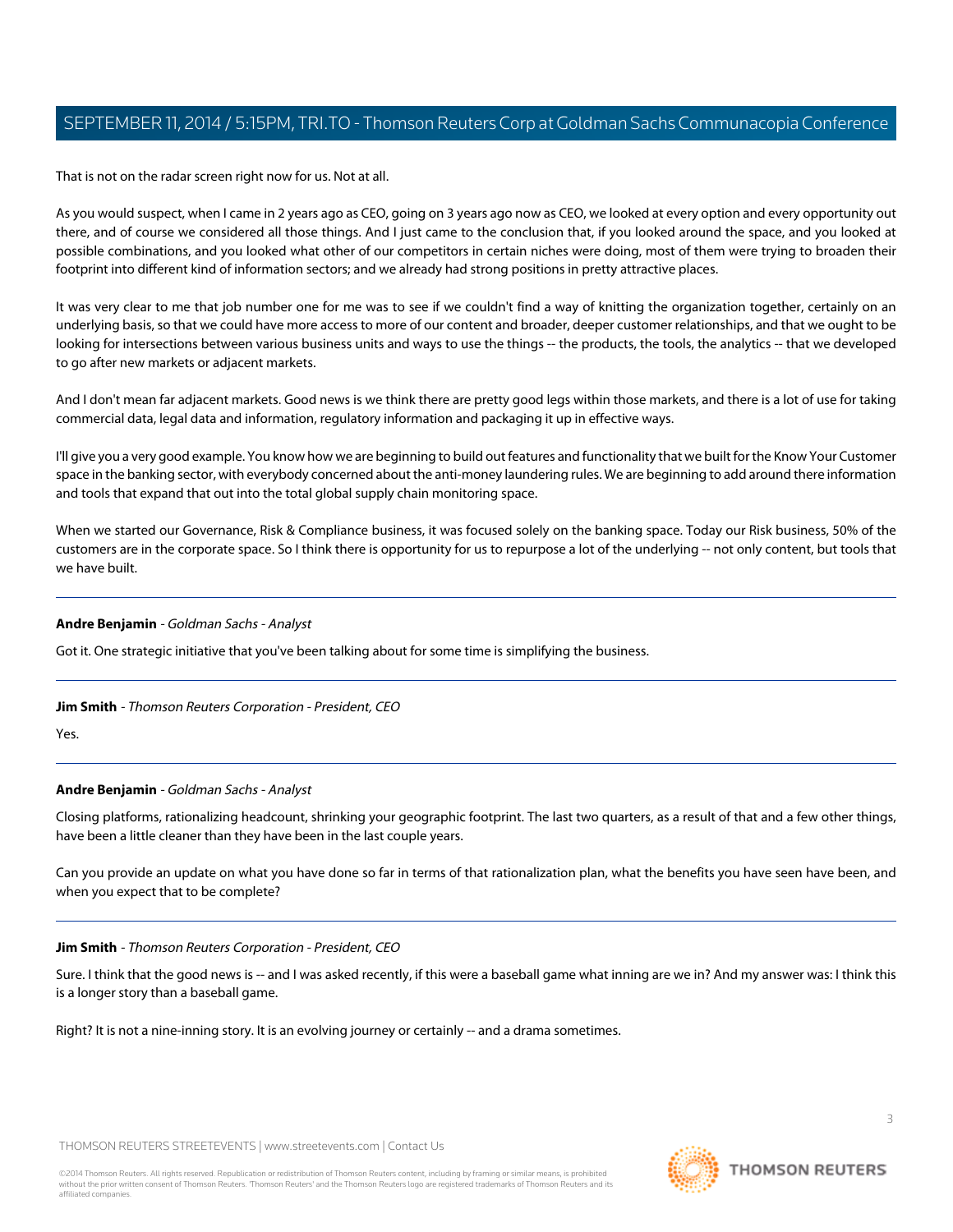That is not on the radar screen right now for us. Not at all.

As you would suspect, when I came in 2 years ago as CEO, going on 3 years ago now as CEO, we looked at every option and every opportunity out there, and of course we considered all those things. And I just came to the conclusion that, if you looked around the space, and you looked at possible combinations, and you looked what other of our competitors in certain niches were doing, most of them were trying to broaden their footprint into different kind of information sectors; and we already had strong positions in pretty attractive places.

It was very clear to me that job number one for me was to see if we couldn't find a way of knitting the organization together, certainly on an underlying basis, so that we could have more access to more of our content and broader, deeper customer relationships, and that we ought to be looking for intersections between various business units and ways to use the things -- the products, the tools, the analytics -- that we developed to go after new markets or adjacent markets.

And I don't mean far adjacent markets. Good news is we think there are pretty good legs within those markets, and there is a lot of use for taking commercial data, legal data and information, regulatory information and packaging it up in effective ways.

I'll give you a very good example. You know how we are beginning to build out features and functionality that we built for the Know Your Customer space in the banking sector, with everybody concerned about the anti-money laundering rules. We are beginning to add around there information and tools that expand that out into the total global supply chain monitoring space.

When we started our Governance, Risk & Compliance business, it was focused solely on the banking space. Today our Risk business, 50% of the customers are in the corporate space. So I think there is opportunity for us to repurpose a lot of the underlying -- not only content, but tools that we have built.

---

**Andre Benjamin** - *Goldman Sachs - Analyst*

Got it. One strategic initiative that you've been talking about for some time is simplifying the business.

---

**Jim Smith** - *Thomson Reuters Corporation - President, CEO*

Yes.

---

**Andre Benjamin** - *Goldman Sachs - Analyst*

Closing platforms, rationalizing headcount, shrinking your geographic footprint. The last two quarters, as a result of that and a few other things, have been a little cleaner than they have been in the last couple years.

Can you provide an update on what you have done so far in terms of that rationalization plan, what the benefits you have seen have been, and when you expect that to be complete?

---

**Jim Smith** - *Thomson Reuters Corporation - President, CEO*

Sure. I think that the good news is -- and I was asked recently, if this were a baseball game what inning are we in? And my answer was: I think this is a longer story than a baseball game.

Right? It is not a nine-inning story. It is an evolving journey or certainly -- and a drama sometimes.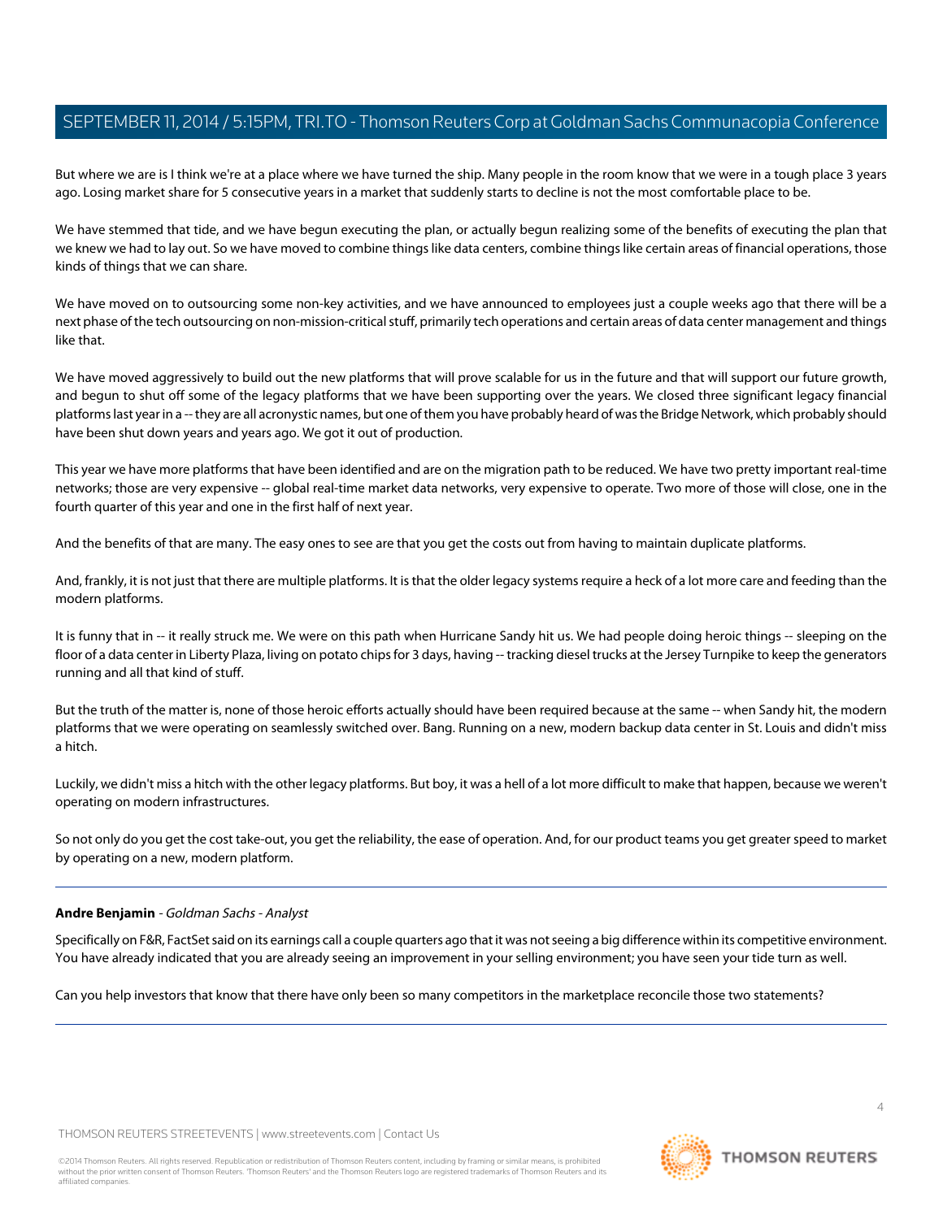But where we are is I think we're at a place where we have turned the ship. Many people in the room know that we were in a tough place 3 years ago. Losing market share for 5 consecutive years in a market that suddenly starts to decline is not the most comfortable place to be.

We have stemmed that tide, and we have begun executing the plan, or actually begun realizing some of the benefits of executing the plan that we knew we had to lay out. So we have moved to combine things like data centers, combine things like certain areas of financial operations, those kinds of things that we can share.

We have moved on to outsourcing some non-key activities, and we have announced to employees just a couple weeks ago that there will be a next phase of the tech outsourcing on non-mission-critical stuff, primarily tech operations and certain areas of data center management and things like that.

We have moved aggressively to build out the new platforms that will prove scalable for us in the future and that will support our future growth, and begun to shut off some of the legacy platforms that we have been supporting over the years. We closed three significant legacy financial platforms last year in a -- they are all acronystic names, but one of them you have probably heard of was the Bridge Network, which probably should have been shut down years and years ago. We got it out of production.

This year we have more platforms that have been identified and are on the migration path to be reduced. We have two pretty important real-time networks; those are very expensive -- global real-time market data networks, very expensive to operate. Two more of those will close, one in the fourth quarter of this year and one in the first half of next year.

And the benefits of that are many. The easy ones to see are that you get the costs out from having to maintain duplicate platforms.

And, frankly, it is not just that there are multiple platforms. It is that the older legacy systems require a heck of a lot more care and feeding than the modern platforms.

It is funny that in -- it really struck me. We were on this path when Hurricane Sandy hit us. We had people doing heroic things -- sleeping on the floor of a data center in Liberty Plaza, living on potato chips for 3 days, having -- tracking diesel trucks at the Jersey Turnpike to keep the generators running and all that kind of stuff.

But the truth of the matter is, none of those heroic efforts actually should have been required because at the same -- when Sandy hit, the modern platforms that we were operating on seamlessly switched over. Bang. Running on a new, modern backup data center in St. Louis and didn't miss a hitch.

Luckily, we didn't miss a hitch with the other legacy platforms. But boy, it was a hell of a lot more difficult to make that happen, because we weren't operating on modern infrastructures.

So not only do you get the cost take-out, you get the reliability, the ease of operation. And, for our product teams you get greater speed to market by operating on a new, modern platform.

---

**Andre Benjamin** - *Goldman Sachs - Analyst*

Specifically on F&R, FactSet said on its earnings call a couple quarters ago that it was not seeing a big difference within its competitive environment. You have already indicated that you are already seeing an improvement in your selling environment; you have seen your tide turn as well.

Can you help investors that know that there have only been so many competitors in the marketplace reconcile those two statements?

---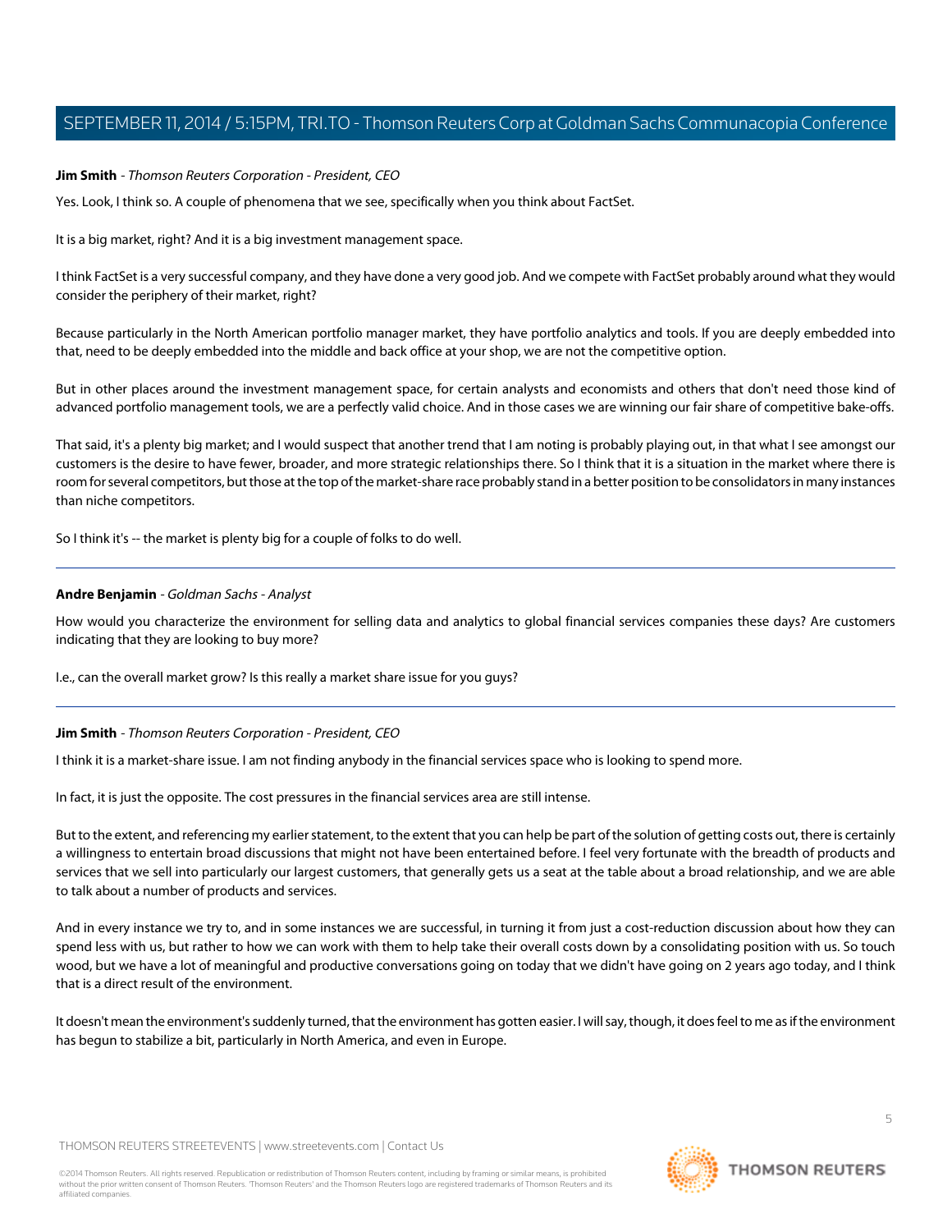**Jim Smith** - *Thomson Reuters Corporation - President, CEO*

Yes. Look, I think so. A couple of phenomena that we see, specifically when you think about FactSet.

It is a big market, right? And it is a big investment management space.

I think FactSet is a very successful company, and they have done a very good job. And we compete with FactSet probably around what they would consider the periphery of their market, right?

Because particularly in the North American portfolio manager market, they have portfolio analytics and tools. If you are deeply embedded into that, need to be deeply embedded into the middle and back office at your shop, we are not the competitive option.

But in other places around the investment management space, for certain analysts and economists and others that don't need those kind of advanced portfolio management tools, we are a perfectly valid choice. And in those cases we are winning our fair share of competitive bake-offs.

That said, it's a plenty big market; and I would suspect that another trend that I am noting is probably playing out, in that what I see amongst our customers is the desire to have fewer, broader, and more strategic relationships there. So I think that it is a situation in the market where there is room for several competitors, but those at the top of the market-share race probably stand in a better position to be consolidators in many instances than niche competitors.

So I think it's -- the market is plenty big for a couple of folks to do well.

---

**Andre Benjamin** - *Goldman Sachs - Analyst*

How would you characterize the environment for selling data and analytics to global financial services companies these days? Are customers indicating that they are looking to buy more?

I.e., can the overall market grow? Is this really a market share issue for you guys?

---

**Jim Smith** - *Thomson Reuters Corporation - President, CEO*

I think it is a market-share issue. I am not finding anybody in the financial services space who is looking to spend more.

In fact, it is just the opposite. The cost pressures in the financial services area are still intense.

But to the extent, and referencing my earlier statement, to the extent that you can help be part of the solution of getting costs out, there is certainly a willingness to entertain broad discussions that might not have been entertained before. I feel very fortunate with the breadth of products and services that we sell into particularly our largest customers, that generally gets us a seat at the table about a broad relationship, and we are able to talk about a number of products and services.

And in every instance we try to, and in some instances we are successful, in turning it from just a cost-reduction discussion about how they can spend less with us, but rather to how we can work with them to help take their overall costs down by a consolidating position with us. So touch wood, but we have a lot of meaningful and productive conversations going on today that we didn't have going on 2 years ago today, and I think that is a direct result of the environment.

It doesn't mean the environment's suddenly turned, that the environment has gotten easier. I will say, though, it does feel to me as if the environment has begun to stabilize a bit, particularly in North America, and even in Europe.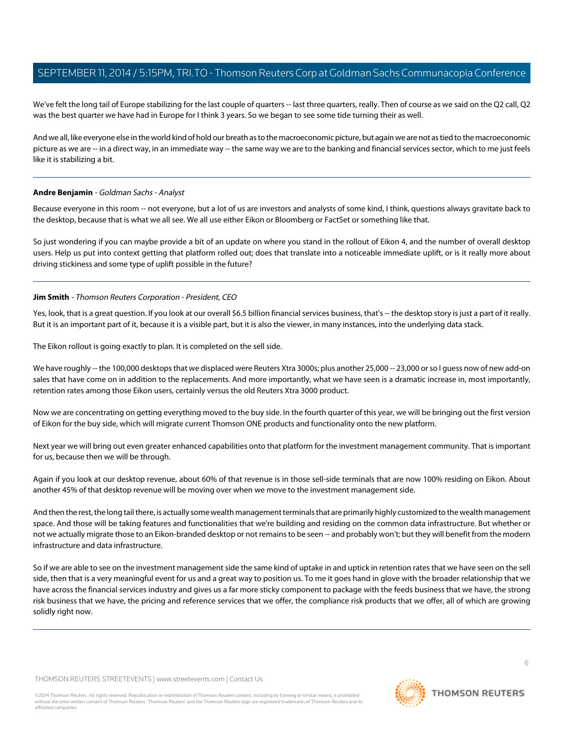We've felt the long tail of Europe stabilizing for the last couple of quarters -- last three quarters, really. Then of course as we said on the Q2 call, Q2 was the best quarter we have had in Europe for I think 3 years. So we began to see some tide turning their as well.

And we all, like everyone else in the world kind of hold our breath as to the macroeconomic picture, but again we are not as tied to the macroeconomic picture as we are -- in a direct way, in an immediate way -- the same way we are to the banking and financial services sector, which to me just feels like it is stabilizing a bit.

---

**Andre Benjamin** - *Goldman Sachs - Analyst*

Because everyone in this room -- not everyone, but a lot of us are investors and analysts of some kind, I think, questions always gravitate back to the desktop, because that is what we all see. We all use either Eikon or Bloomberg or FactSet or something like that.

So just wondering if you can maybe provide a bit of an update on where you stand in the rollout of Eikon 4, and the number of overall desktop users. Help us put into context getting that platform rolled out; does that translate into a noticeable immediate uplift, or is it really more about driving stickiness and some type of uplift possible in the future?

---

**Jim Smith** - *Thomson Reuters Corporation - President, CEO*

Yes, look, that is a great question. If you look at our overall $6.5 billion financial services business, that's -- the desktop story is just a part of it really. But it is an important part of it, because it is a visible part, but it is also the viewer, in many instances, into the underlying data stack.

The Eikon rollout is going exactly to plan. It is completed on the sell side.

We have roughly -- the 100,000 desktops that we displaced were Reuters Xtra 3000s; plus another 25,000 -- 23,000 or so I guess now of new add-on sales that have come on in addition to the replacements. And more importantly, what we have seen is a dramatic increase in, most importantly, retention rates among those Eikon users, certainly versus the old Reuters Xtra 3000 product.

Now we are concentrating on getting everything moved to the buy side. In the fourth quarter of this year, we will be bringing out the first version of Eikon for the buy side, which will migrate current Thomson ONE products and functionality onto the new platform.

Next year we will bring out even greater enhanced capabilities onto that platform for the investment management community. That is important for us, because then we will be through.

Again if you look at our desktop revenue, about 60% of that revenue is in those sell-side terminals that are now 100% residing on Eikon. About another 45% of that desktop revenue will be moving over when we move to the investment management side.

And then the rest, the long tail there, is actually some wealth management terminals that are primarily highly customized to the wealth management space. And those will be taking features and functionalities that we're building and residing on the common data infrastructure. But whether or not we actually migrate those to an Eikon-branded desktop or not remains to be seen -- and probably won't; but they will benefit from the modern infrastructure and data infrastructure.

So if we are able to see on the investment management side the same kind of uptake in and uptick in retention rates that we have seen on the sell side, then that is a very meaningful event for us and a great way to position us. To me it goes hand in glove with the broader relationship that we have across the financial services industry and gives us a far more sticky component to package with the feeds business that we have, the strong risk business that we have, the pricing and reference services that we offer, the compliance risk products that we offer, all of which are growing solidly right now.

---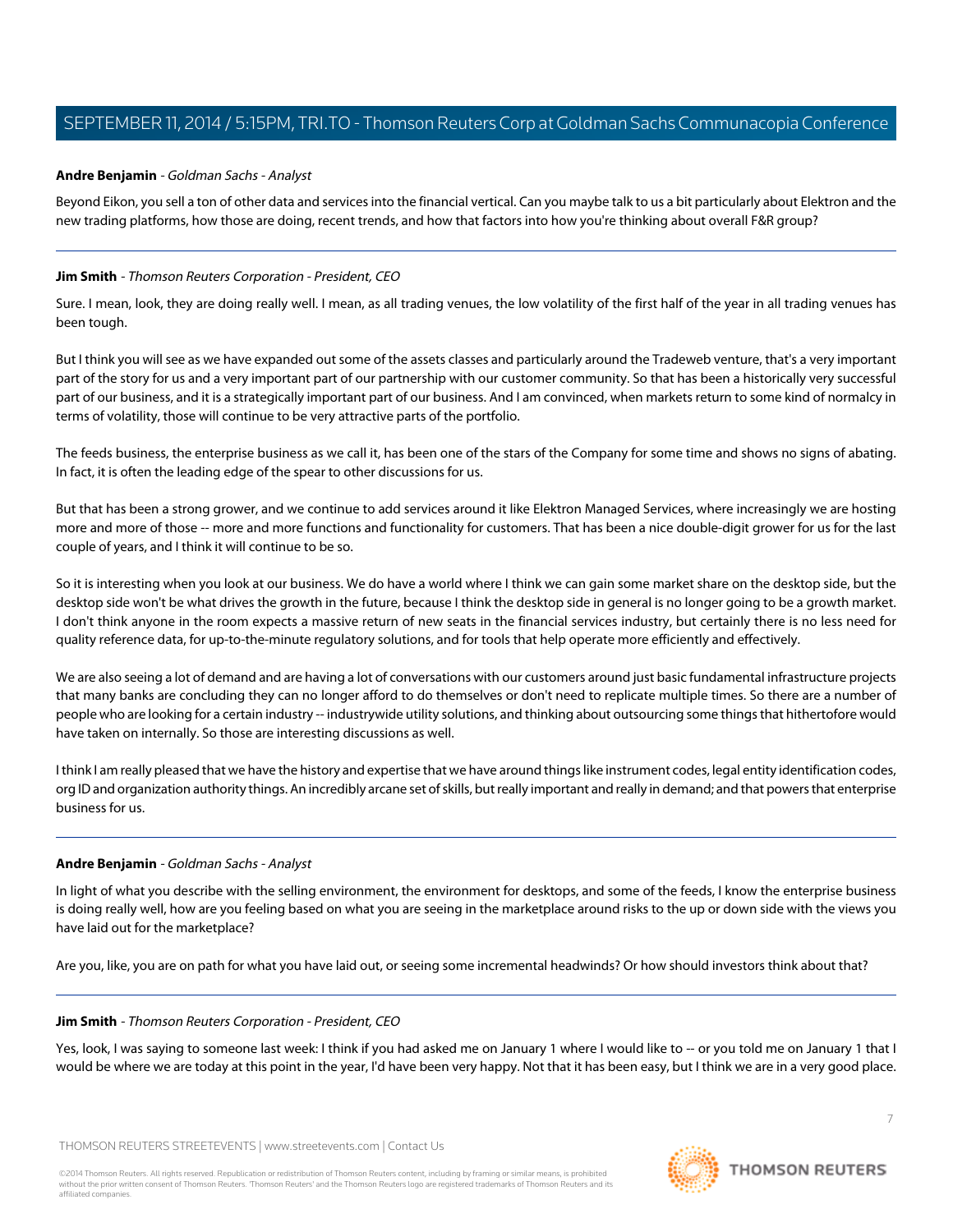**Andre Benjamin** - *Goldman Sachs - Analyst*

Beyond Eikon, you sell a ton of other data and services into the financial vertical. Can you maybe talk to us a bit particularly about Elektron and the new trading platforms, how those are doing, recent trends, and how that factors into how you're thinking about overall F&R group?

---

**Jim Smith** - *Thomson Reuters Corporation - President, CEO*

Sure. I mean, look, they are doing really well. I mean, as all trading venues, the low volatility of the first half of the year in all trading venues has been tough.

But I think you will see as we have expanded out some of the assets classes and particularly around the Tradeweb venture, that's a very important part of the story for us and a very important part of our partnership with our customer community. So that has been a historically very successful part of our business, and it is a strategically important part of our business. And I am convinced, when markets return to some kind of normalcy in terms of volatility, those will continue to be very attractive parts of the portfolio.

The feeds business, the enterprise business as we call it, has been one of the stars of the Company for some time and shows no signs of abating. In fact, it is often the leading edge of the spear to other discussions for us.

But that has been a strong grower, and we continue to add services around it like Elektron Managed Services, where increasingly we are hosting more and more of those -- more and more functions and functionality for customers. That has been a nice double-digit grower for us for the last couple of years, and I think it will continue to be so.

So it is interesting when you look at our business. We do have a world where I think we can gain some market share on the desktop side, but the desktop side won't be what drives the growth in the future, because I think the desktop side in general is no longer going to be a growth market. I don't think anyone in the room expects a massive return of new seats in the financial services industry, but certainly there is no less need for quality reference data, for up-to-the-minute regulatory solutions, and for tools that help operate more efficiently and effectively.

We are also seeing a lot of demand and are having a lot of conversations with our customers around just basic fundamental infrastructure projects that many banks are concluding they can no longer afford to do themselves or don't need to replicate multiple times. So there are a number of people who are looking for a certain industry -- industrywide utility solutions, and thinking about outsourcing some things that hithertofore would have taken on internally. So those are interesting discussions as well.

I think I am really pleased that we have the history and expertise that we have around things like instrument codes, legal entity identification codes, org ID and organization authority things. An incredibly arcane set of skills, but really important and really in demand; and that powers that enterprise business for us.

---

**Andre Benjamin** - *Goldman Sachs - Analyst*

In light of what you describe with the selling environment, the environment for desktops, and some of the feeds, I know the enterprise business is doing really well, how are you feeling based on what you are seeing in the marketplace around risks to the up or down side with the views you have laid out for the marketplace?

Are you, like, you are on path for what you have laid out, or seeing some incremental headwinds? Or how should investors think about that?

---

**Jim Smith** - *Thomson Reuters Corporation - President, CEO*

Yes, look, I was saying to someone last week: I think if you had asked me on January 1 where I would like to -- or you told me on January 1 that I would be where we are today at this point in the year, I'd have been very happy. Not that it has been easy, but I think we are in a very good place.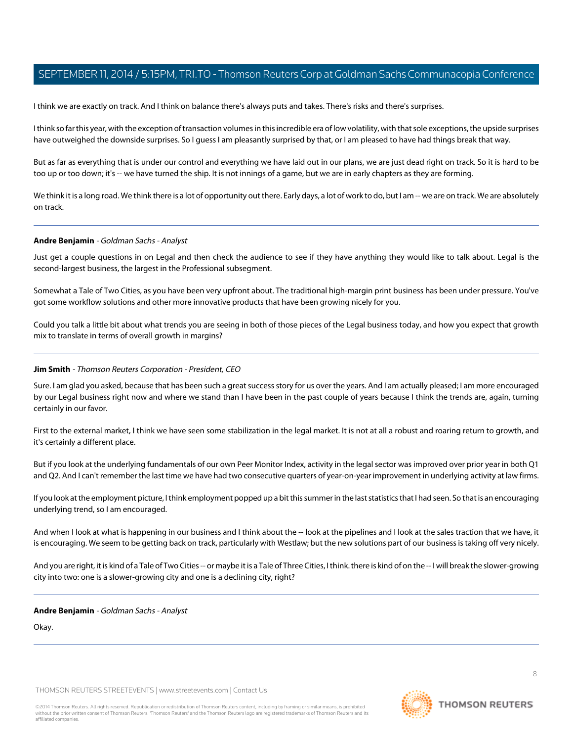I think we are exactly on track. And I think on balance there's always puts and takes. There's risks and there's surprises.

I think so far this year, with the exception of transaction volumes in this incredible era of low volatility, with that sole exceptions, the upside surprises have outweighed the downside surprises. So I guess I am pleasantly surprised by that, or I am pleased to have had things break that way.

But as far as everything that is under our control and everything we have laid out in our plans, we are just dead right on track. So it is hard to be too up or too down; it's -- we have turned the ship. It is not innings of a game, but we are in early chapters as they are forming.

We think it is a long road. We think there is a lot of opportunity out there. Early days, a lot of work to do, but I am -- we are on track. We are absolutely on track.

---

**Andre Benjamin** - *Goldman Sachs - Analyst*

Just get a couple questions in on Legal and then check the audience to see if they have anything they would like to talk about. Legal is the second-largest business, the largest in the Professional subsegment.

Somewhat a Tale of Two Cities, as you have been very upfront about. The traditional high-margin print business has been under pressure. You've got some workflow solutions and other more innovative products that have been growing nicely for you.

Could you talk a little bit about what trends you are seeing in both of those pieces of the Legal business today, and how you expect that growth mix to translate in terms of overall growth in margins?

---

**Jim Smith** - *Thomson Reuters Corporation - President, CEO*

Sure. I am glad you asked, because that has been such a great success story for us over the years. And I am actually pleased; I am more encouraged by our Legal business right now and where we stand than I have been in the past couple of years because I think the trends are, again, turning certainly in our favor.

First to the external market, I think we have seen some stabilization in the legal market. It is not at all a robust and roaring return to growth, and it's certainly a different place.

But if you look at the underlying fundamentals of our own Peer Monitor Index, activity in the legal sector was improved over prior year in both Q1 and Q2. And I can't remember the last time we have had two consecutive quarters of year-on-year improvement in underlying activity at law firms.

If you look at the employment picture, I think employment popped up a bit this summer in the last statistics that I had seen. So that is an encouraging underlying trend, so I am encouraged.

And when I look at what is happening in our business and I think about the -- look at the pipelines and I look at the sales traction that we have, it is encouraging. We seem to be getting back on track, particularly with Westlaw; but the new solutions part of our business is taking off very nicely.

And you are right, it is kind of a Tale of Two Cities -- or maybe it is a Tale of Three Cities, I think. there is kind of on the -- I will break the slower-growing city into two: one is a slower-growing city and one is a declining city, right?

---

**Andre Benjamin** - *Goldman Sachs - Analyst*

Okay.

---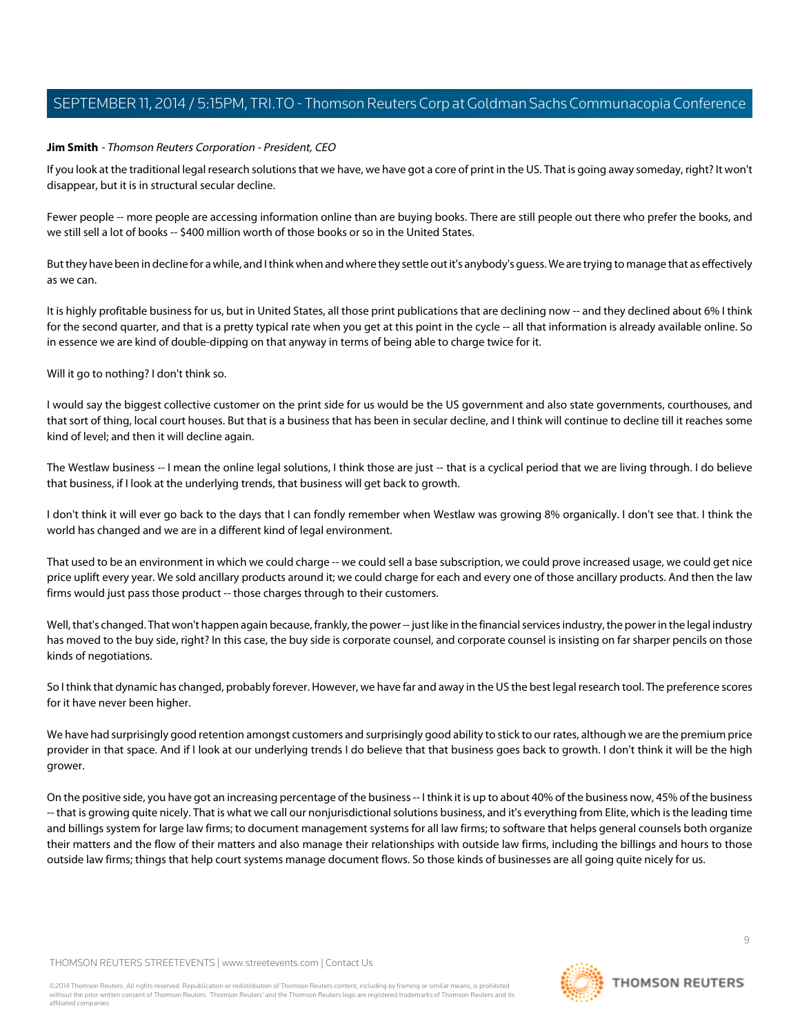**Jim Smith** - *Thomson Reuters Corporation - President, CEO*

If you look at the traditional legal research solutions that we have, we have got a core of print in the US. That is going away someday, right? It won't disappear, but it is in structural secular decline.

Fewer people -- more people are accessing information online than are buying books. There are still people out there who prefer the books, and we still sell a lot of books -- $400 million worth of those books or so in the United States.

But they have been in decline for a while, and I think when and where they settle out it's anybody's guess. We are trying to manage that as effectively as we can.

It is highly profitable business for us, but in United States, all those print publications that are declining now -- and they declined about 6% I think for the second quarter, and that is a pretty typical rate when you get at this point in the cycle -- all that information is already available online. So in essence we are kind of double-dipping on that anyway in terms of being able to charge twice for it.

Will it go to nothing? I don't think so.

I would say the biggest collective customer on the print side for us would be the US government and also state governments, courthouses, and that sort of thing, local court houses. But that is a business that has been in secular decline, and I think will continue to decline till it reaches some kind of level; and then it will decline again.

The Westlaw business -- I mean the online legal solutions, I think those are just -- that is a cyclical period that we are living through. I do believe that business, if I look at the underlying trends, that business will get back to growth.

I don't think it will ever go back to the days that I can fondly remember when Westlaw was growing 8% organically. I don't see that. I think the world has changed and we are in a different kind of legal environment.

That used to be an environment in which we could charge -- we could sell a base subscription, we could prove increased usage, we could get nice price uplift every year. We sold ancillary products around it; we could charge for each and every one of those ancillary products. And then the law firms would just pass those product -- those charges through to their customers.

Well, that's changed. That won't happen again because, frankly, the power -- just like in the financial services industry, the power in the legal industry has moved to the buy side, right? In this case, the buy side is corporate counsel, and corporate counsel is insisting on far sharper pencils on those kinds of negotiations.

So I think that dynamic has changed, probably forever. However, we have far and away in the US the best legal research tool. The preference scores for it have never been higher.

We have had surprisingly good retention amongst customers and surprisingly good ability to stick to our rates, although we are the premium price provider in that space. And if I look at our underlying trends I do believe that that business goes back to growth. I don't think it will be the high grower.

On the positive side, you have got an increasing percentage of the business -- I think it is up to about 40% of the business now, 45% of the business -- that is growing quite nicely. That is what we call our nonjurisdictional solutions business, and it's everything from Elite, which is the leading time and billings system for large law firms; to document management systems for all law firms; to software that helps general counsels both organize their matters and the flow of their matters and also manage their relationships with outside law firms, including the billings and hours to those outside law firms; things that help court systems manage document flows. So those kinds of businesses are all going quite nicely for us.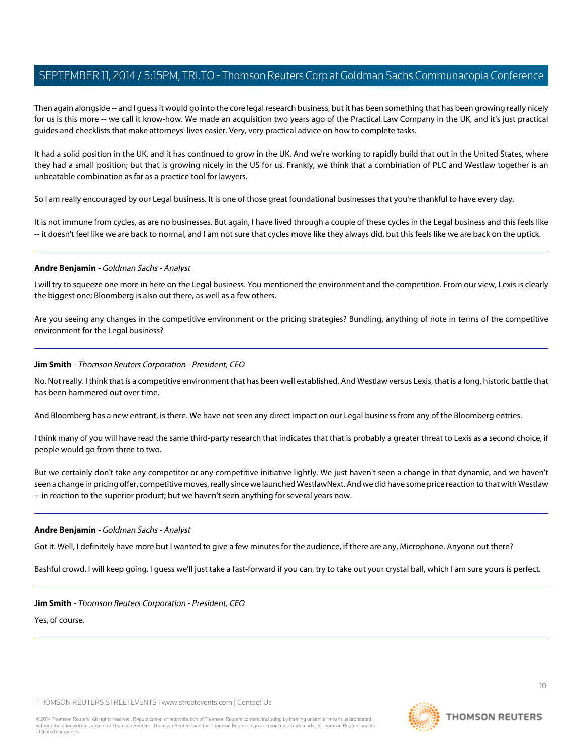Then again alongside -- and I guess it would go into the core legal research business, but it has been something that has been growing really nicely for us is this more -- we call it know-how. We made an acquisition two years ago of the Practical Law Company in the UK, and it's just practical guides and checklists that make attorneys' lives easier. Very, very practical advice on how to complete tasks.

It had a solid position in the UK, and it has continued to grow in the UK. And we're working to rapidly build that out in the United States, where they had a small position; but that is growing nicely in the US for us. Frankly, we think that a combination of PLC and Westlaw together is an unbeatable combination as far as a practice tool for lawyers.

So I am really encouraged by our Legal business. It is one of those great foundational businesses that you're thankful to have every day.

It is not immune from cycles, as are no businesses. But again, I have lived through a couple of these cycles in the Legal business and this feels like -- it doesn't feel like we are back to normal, and I am not sure that cycles move like they always did, but this feels like we are back on the uptick.

---

**Andre Benjamin** - *Goldman Sachs - Analyst*

I will try to squeeze one more in here on the Legal business. You mentioned the environment and the competition. From our view, Lexis is clearly the biggest one; Bloomberg is also out there, as well as a few others.

Are you seeing any changes in the competitive environment or the pricing strategies? Bundling, anything of note in terms of the competitive environment for the Legal business?

---

**Jim Smith** - *Thomson Reuters Corporation - President, CEO*

No. Not really. I think that is a competitive environment that has been well established. And Westlaw versus Lexis, that is a long, historic battle that has been hammered out over time.

And Bloomberg has a new entrant, is there. We have not seen any direct impact on our Legal business from any of the Bloomberg entries.

I think many of you will have read the same third-party research that indicates that that is probably a greater threat to Lexis as a second choice, if people would go from three to two.

But we certainly don't take any competitor or any competitive initiative lightly. We just haven't seen a change in that dynamic, and we haven't seen a change in pricing offer, competitive moves, really since we launched WestlawNext. And we did have some price reaction to that with Westlaw -- in reaction to the superior product; but we haven't seen anything for several years now.

---

**Andre Benjamin** - *Goldman Sachs - Analyst*

Got it. Well, I definitely have more but I wanted to give a few minutes for the audience, if there are any. Microphone. Anyone out there?

Bashful crowd. I will keep going. I guess we'll just take a fast-forward if you can, try to take out your crystal ball, which I am sure yours is perfect.

---

**Jim Smith** - *Thomson Reuters Corporation - President, CEO*

Yes, of course.

---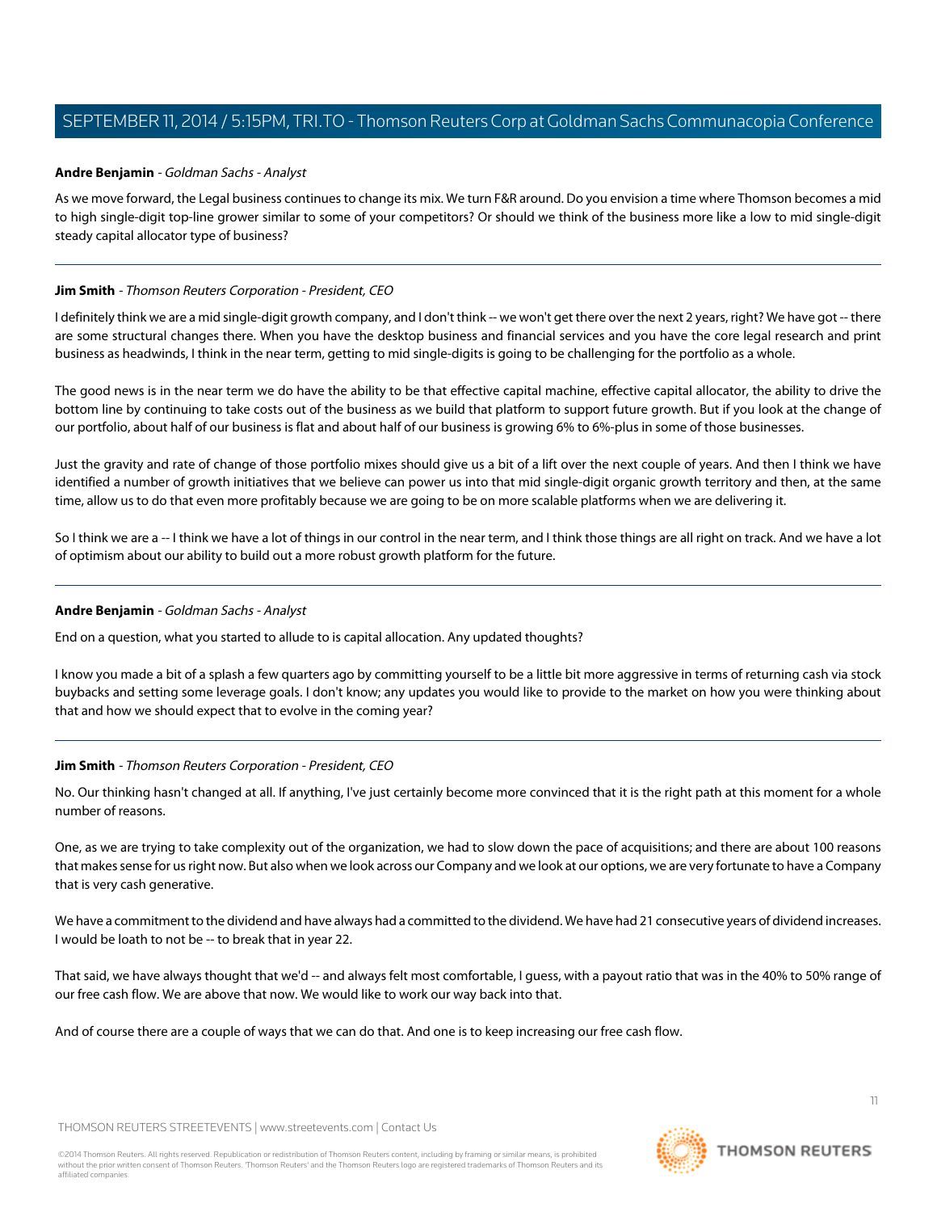**Andre Benjamin** - *Goldman Sachs - Analyst*

As we move forward, the Legal business continues to change its mix. We turn F&R around. Do you envision a time where Thomson becomes a mid to high single-digit top-line grower similar to some of your competitors? Or should we think of the business more like a low to mid single-digit steady capital allocator type of business?

---

**Jim Smith** - *Thomson Reuters Corporation - President, CEO*

I definitely think we are a mid single-digit growth company, and I don't think -- we won't get there over the next 2 years, right? We have got -- there are some structural changes there. When you have the desktop business and financial services and you have the core legal research and print business as headwinds, I think in the near term, getting to mid single-digits is going to be challenging for the portfolio as a whole.

The good news is in the near term we do have the ability to be that effective capital machine, effective capital allocator, the ability to drive the bottom line by continuing to take costs out of the business as we build that platform to support future growth. But if you look at the change of our portfolio, about half of our business is flat and about half of our business is growing 6% to 6%-plus in some of those businesses.

Just the gravity and rate of change of those portfolio mixes should give us a bit of a lift over the next couple of years. And then I think we have identified a number of growth initiatives that we believe can power us into that mid single-digit organic growth territory and then, at the same time, allow us to do that even more profitably because we are going to be on more scalable platforms when we are delivering it.

So I think we are a -- I think we have a lot of things in our control in the near term, and I think those things are all right on track. And we have a lot of optimism about our ability to build out a more robust growth platform for the future.

---

**Andre Benjamin** - *Goldman Sachs - Analyst*

End on a question, what you started to allude to is capital allocation. Any updated thoughts?

I know you made a bit of a splash a few quarters ago by committing yourself to be a little bit more aggressive in terms of returning cash via stock buybacks and setting some leverage goals. I don't know; any updates you would like to provide to the market on how you were thinking about that and how we should expect that to evolve in the coming year?

---

**Jim Smith** - *Thomson Reuters Corporation - President, CEO*

No. Our thinking hasn't changed at all. If anything, I've just certainly become more convinced that it is the right path at this moment for a whole number of reasons.

One, as we are trying to take complexity out of the organization, we had to slow down the pace of acquisitions; and there are about 100 reasons that makes sense for us right now. But also when we look across our Company and we look at our options, we are very fortunate to have a Company that is very cash generative.

We have a commitment to the dividend and have always had a committed to the dividend. We have had 21 consecutive years of dividend increases. I would be loath to not be -- to break that in year 22.

That said, we have always thought that we'd -- and always felt most comfortable, I guess, with a payout ratio that was in the 40% to 50% range of our free cash flow. We are above that now. We would like to work our way back into that.

And of course there are a couple of ways that we can do that. And one is to keep increasing our free cash flow.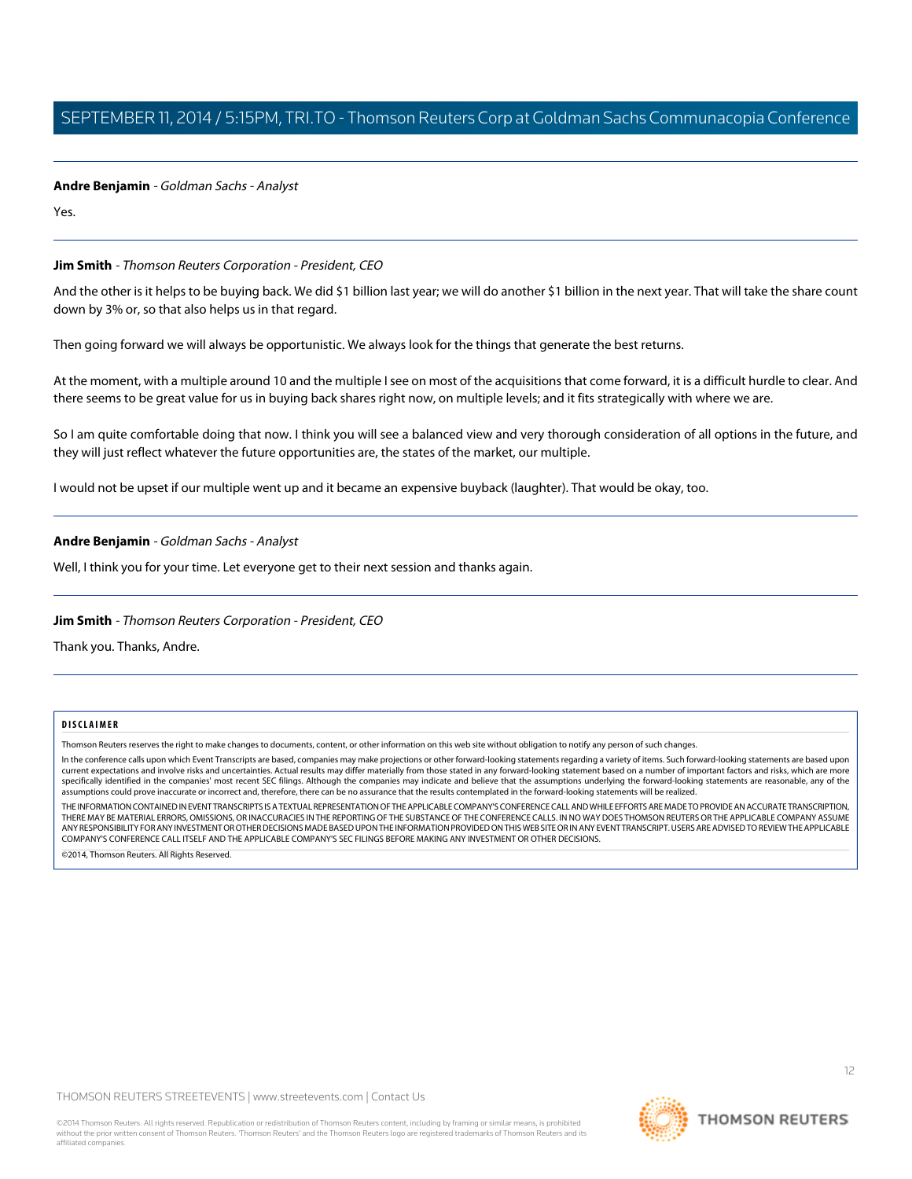**Andre Benjamin** - *Goldman Sachs - Analyst*

Yes.

---

**Jim Smith** - *Thomson Reuters Corporation - President, CEO*

And the other is it helps to be buying back. We did $1 billion last year; we will do another $1 billion in the next year. That will take the share count down by 3% or, so that also helps us in that regard.

Then going forward we will always be opportunistic. We always look for the things that generate the best returns.

At the moment, with a multiple around 10 and the multiple I see on most of the acquisitions that come forward, it is a difficult hurdle to clear. And there seems to be great value for us in buying back shares right now, on multiple levels; and it fits strategically with where we are.

So I am quite comfortable doing that now. I think you will see a balanced view and very thorough consideration of all options in the future, and they will just reflect whatever the future opportunities are, the states of the market, our multiple.

I would not be upset if our multiple went up and it became an expensive buyback (laughter). That would be okay, too.

---

**Andre Benjamin** - *Goldman Sachs - Analyst*

Well, I think you for your time. Let everyone get to their next session and thanks again.

---

**Jim Smith** - *Thomson Reuters Corporation - President, CEO*

Thank you. Thanks, Andre.

---

**DISCLAIMER**

Thomson Reuters reserves the right to make changes to documents, content, or other information on this web site without obligation to notify any person of such changes.

In the conference calls upon which Event Transcripts are based, companies may make projections or other forward-looking statements regarding a variety of items. Such forward-looking statements are based upon current expectations and involve risks and uncertainties. Actual results may differ materially from those stated in any forward-looking statement based on a number of important factors and risks, which are more specifically identified in the companies' most recent SEC filings. Although the companies may indicate and believe that the assumptions underlying the forward-looking statements are reasonable, any of the assumptions could prove inaccurate or incorrect and, therefore, there can be no assurance that the results contemplated in the forward-looking statements will be realized.

THE INFORMATION CONTAINED IN EVENT TRANSCRIPTS IS A TEXTUAL REPRESENTATION OF THE APPLICABLE COMPANY'S CONFERENCE CALL AND WHILE EFFORTS ARE MADE TO PROVIDE AN ACCURATE TRANSCRIPTION, THERE MAY BE MATERIAL ERRORS, OMISSIONS, OR INACCURACIES IN THE REPORTING OF THE SUBSTANCE OF THE CONFERENCE CALLS. IN NO WAY DOES THOMSON REUTERS OR THE APPLICABLE COMPANY ASSUME ANY RESPONSIBILITY FOR ANY INVESTMENT OR OTHER DECISIONS MADE BASED UPON THE INFORMATION PROVIDED ON THIS WEB SITE OR IN ANY EVENT TRANSCRIPT. USERS ARE ADVISED TO REVIEW THE APPLICABLE COMPANY'S CONFERENCE CALL ITSELF AND THE APPLICABLE COMPANY'S SEC FILINGS BEFORE MAKING ANY INVESTMENT OR OTHER DECISIONS.

©2014, Thomson Reuters. All Rights Reserved.